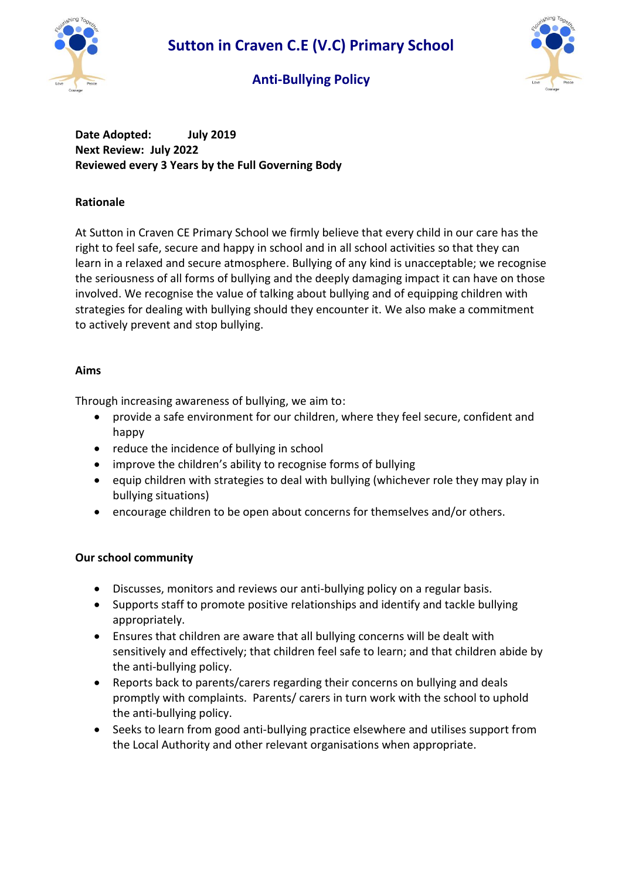# Sutton in Craven C.E (V.C) Primary School

## Anti-Bullying Policy

**Date Adopted: July 2019**
**Next Review: July 2022**
**Reviewed every 3 Years by the Full Governing Body**

### Rationale

At Sutton in Craven CE Primary School we firmly believe that every child in our care has the right to feel safe, secure and happy in school and in all school activities so that they can learn in a relaxed and secure atmosphere. Bullying of any kind is unacceptable; we recognise the seriousness of all forms of bullying and the deeply damaging impact it can have on those involved. We recognise the value of talking about bullying and of equipping children with strategies for dealing with bullying should they encounter it. We also make a commitment to actively prevent and stop bullying.

### Aims

Through increasing awareness of bullying, we aim to:

- provide a safe environment for our children, where they feel secure, confident and happy
- reduce the incidence of bullying in school
- improve the children's ability to recognise forms of bullying
- equip children with strategies to deal with bullying (whichever role they may play in bullying situations)
- encourage children to be open about concerns for themselves and/or others.

### Our school community

- Discusses, monitors and reviews our anti-bullying policy on a regular basis.
- Supports staff to promote positive relationships and identify and tackle bullying appropriately.
- Ensures that children are aware that all bullying concerns will be dealt with sensitively and effectively; that children feel safe to learn; and that children abide by the anti-bullying policy.
- Reports back to parents/carers regarding their concerns on bullying and deals promptly with complaints. Parents/ carers in turn work with the school to uphold the anti-bullying policy.
- Seeks to learn from good anti-bullying practice elsewhere and utilises support from the Local Authority and other relevant organisations when appropriate.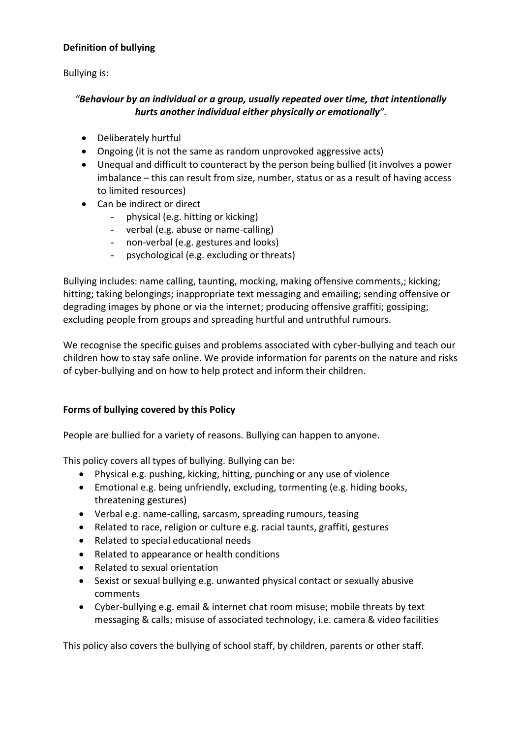**Definition of bullying**

Bullying is:

*"**Behaviour by an individual or a group, usually repeated over time, that intentionally hurts another individual either physically or emotionally**".*

- Deliberately hurtful
- Ongoing (it is not the same as random unprovoked aggressive acts)
- Unequal and difficult to counteract by the person being bullied (it involves a power imbalance – this can result from size, number, status or as a result of having access to limited resources)
- Can be indirect or direct
  - physical (e.g. hitting or kicking)
  - verbal (e.g. abuse or name-calling)
  - non-verbal (e.g. gestures and looks)
  - psychological (e.g. excluding or threats)

Bullying includes: name calling, taunting, mocking, making offensive comments,; kicking; hitting; taking belongings; inappropriate text messaging and emailing; sending offensive or degrading images by phone or via the internet; producing offensive graffiti; gossiping; excluding people from groups and spreading hurtful and untruthful rumours.

We recognise the specific guises and problems associated with cyber-bullying and teach our children how to stay safe online. We provide information for parents on the nature and risks of cyber-bullying and on how to help protect and inform their children.

**Forms of bullying covered by this Policy**

People are bullied for a variety of reasons. Bullying can happen to anyone.

This policy covers all types of bullying. Bullying can be:

- Physical e.g. pushing, kicking, hitting, punching or any use of violence
- Emotional e.g. being unfriendly, excluding, tormenting (e.g. hiding books, threatening gestures)
- Verbal e.g. name-calling, sarcasm, spreading rumours, teasing
- Related to race, religion or culture e.g. racial taunts, graffiti, gestures
- Related to special educational needs
- Related to appearance or health conditions
- Related to sexual orientation
- Sexist or sexual bullying e.g. unwanted physical contact or sexually abusive comments
- Cyber-bullying e.g. email & internet chat room misuse; mobile threats by text messaging & calls; misuse of associated technology, i.e. camera & video facilities

This policy also covers the bullying of school staff, by children, parents or other staff.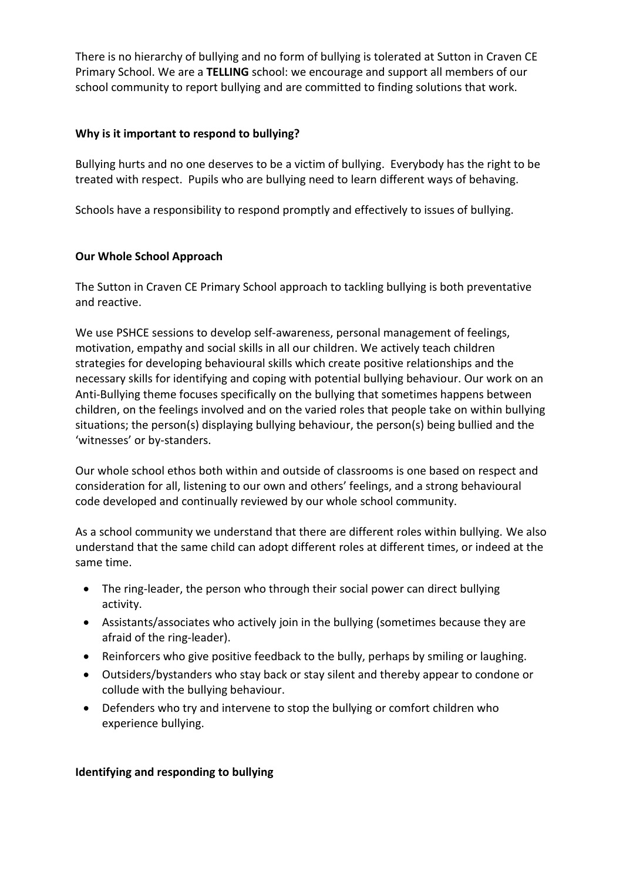There is no hierarchy of bullying and no form of bullying is tolerated at Sutton in Craven CE Primary School. We are a **TELLING** school: we encourage and support all members of our school community to report bullying and are committed to finding solutions that work.

**Why is it important to respond to bullying?**

Bullying hurts and no one deserves to be a victim of bullying. Everybody has the right to be treated with respect. Pupils who are bullying need to learn different ways of behaving.

Schools have a responsibility to respond promptly and effectively to issues of bullying.

**Our Whole School Approach**

The Sutton in Craven CE Primary School approach to tackling bullying is both preventative and reactive.

We use PSHCE sessions to develop self-awareness, personal management of feelings, motivation, empathy and social skills in all our children. We actively teach children strategies for developing behavioural skills which create positive relationships and the necessary skills for identifying and coping with potential bullying behaviour. Our work on an Anti-Bullying theme focuses specifically on the bullying that sometimes happens between children, on the feelings involved and on the varied roles that people take on within bullying situations; the person(s) displaying bullying behaviour, the person(s) being bullied and the 'witnesses' or by-standers.

Our whole school ethos both within and outside of classrooms is one based on respect and consideration for all, listening to our own and others' feelings, and a strong behavioural code developed and continually reviewed by our whole school community.

As a school community we understand that there are different roles within bullying. We also understand that the same child can adopt different roles at different times, or indeed at the same time.

- The ring-leader, the person who through their social power can direct bullying activity.
- Assistants/associates who actively join in the bullying (sometimes because they are afraid of the ring-leader).
- Reinforcers who give positive feedback to the bully, perhaps by smiling or laughing.
- Outsiders/bystanders who stay back or stay silent and thereby appear to condone or collude with the bullying behaviour.
- Defenders who try and intervene to stop the bullying or comfort children who experience bullying.

**Identifying and responding to bullying**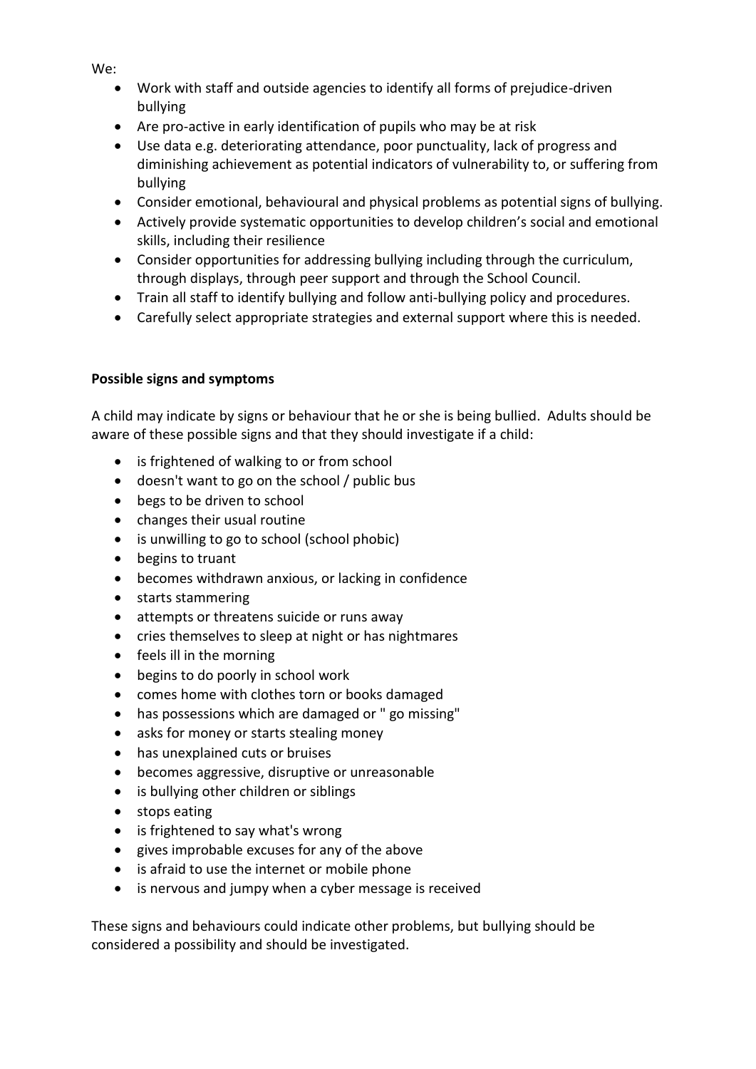We:

- Work with staff and outside agencies to identify all forms of prejudice-driven bullying
- Are pro-active in early identification of pupils who may be at risk
- Use data e.g. deteriorating attendance, poor punctuality, lack of progress and diminishing achievement as potential indicators of vulnerability to, or suffering from bullying
- Consider emotional, behavioural and physical problems as potential signs of bullying.
- Actively provide systematic opportunities to develop children's social and emotional skills, including their resilience
- Consider opportunities for addressing bullying including through the curriculum, through displays, through peer support and through the School Council.
- Train all staff to identify bullying and follow anti-bullying policy and procedures.
- Carefully select appropriate strategies and external support where this is needed.

**Possible signs and symptoms**

A child may indicate by signs or behaviour that he or she is being bullied. Adults should be aware of these possible signs and that they should investigate if a child:

- is frightened of walking to or from school
- doesn't want to go on the school / public bus
- begs to be driven to school
- changes their usual routine
- is unwilling to go to school (school phobic)
- begins to truant
- becomes withdrawn anxious, or lacking in confidence
- starts stammering
- attempts or threatens suicide or runs away
- cries themselves to sleep at night or has nightmares
- feels ill in the morning
- begins to do poorly in school work
- comes home with clothes torn or books damaged
- has possessions which are damaged or " go missing"
- asks for money or starts stealing money
- has unexplained cuts or bruises
- becomes aggressive, disruptive or unreasonable
- is bullying other children or siblings
- stops eating
- is frightened to say what's wrong
- gives improbable excuses for any of the above
- is afraid to use the internet or mobile phone
- is nervous and jumpy when a cyber message is received

These signs and behaviours could indicate other problems, but bullying should be considered a possibility and should be investigated.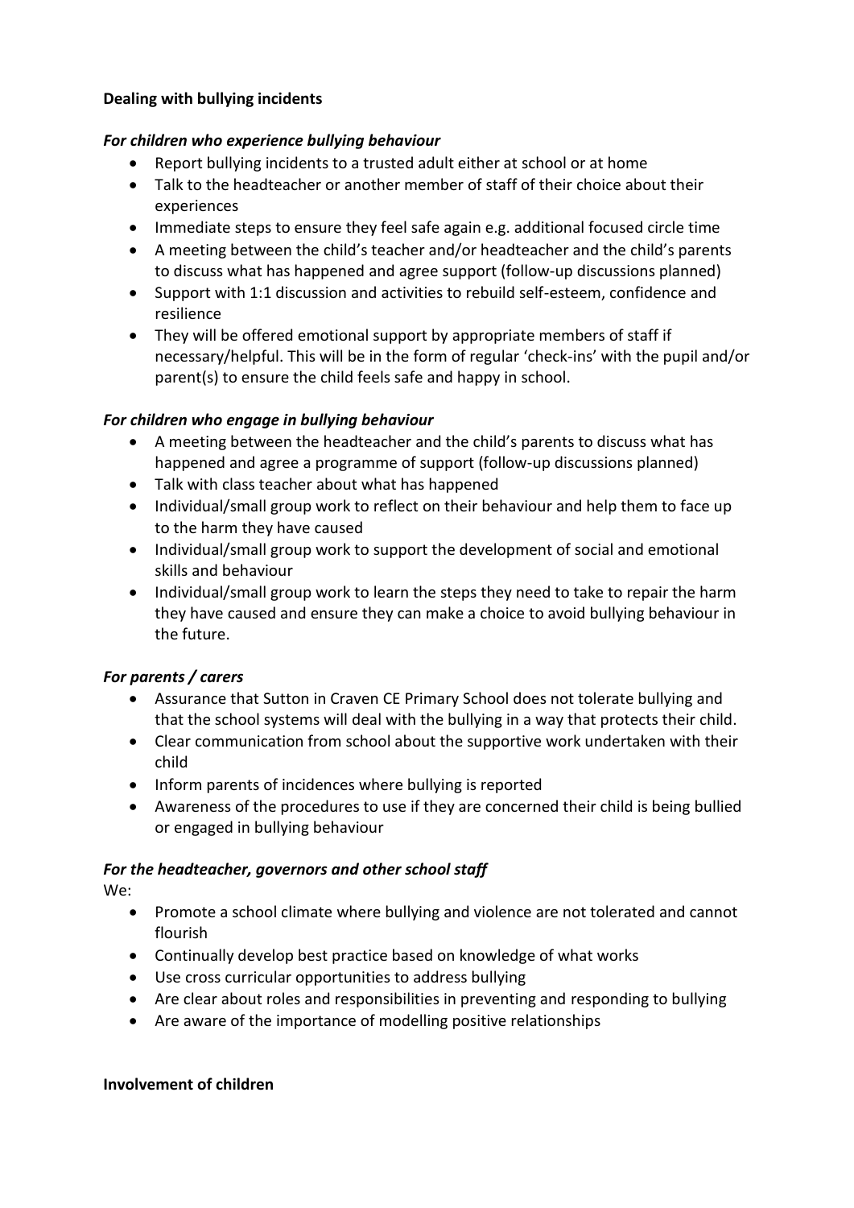**Dealing with bullying incidents**

***For children who experience bullying behaviour***

- Report bullying incidents to a trusted adult either at school or at home
- Talk to the headteacher or another member of staff of their choice about their experiences
- Immediate steps to ensure they feel safe again e.g. additional focused circle time
- A meeting between the child's teacher and/or headteacher and the child's parents to discuss what has happened and agree support (follow-up discussions planned)
- Support with 1:1 discussion and activities to rebuild self-esteem, confidence and resilience
- They will be offered emotional support by appropriate members of staff if necessary/helpful. This will be in the form of regular 'check-ins' with the pupil and/or parent(s) to ensure the child feels safe and happy in school.

***For children who engage in bullying behaviour***

- A meeting between the headteacher and the child's parents to discuss what has happened and agree a programme of support (follow-up discussions planned)
- Talk with class teacher about what has happened
- Individual/small group work to reflect on their behaviour and help them to face up to the harm they have caused
- Individual/small group work to support the development of social and emotional skills and behaviour
- Individual/small group work to learn the steps they need to take to repair the harm they have caused and ensure they can make a choice to avoid bullying behaviour in the future.

***For parents / carers***

- Assurance that Sutton in Craven CE Primary School does not tolerate bullying and that the school systems will deal with the bullying in a way that protects their child.
- Clear communication from school about the supportive work undertaken with their child
- Inform parents of incidences where bullying is reported
- Awareness of the procedures to use if they are concerned their child is being bullied or engaged in bullying behaviour

***For the headteacher, governors and other school staff***

We:

- Promote a school climate where bullying and violence are not tolerated and cannot flourish
- Continually develop best practice based on knowledge of what works
- Use cross curricular opportunities to address bullying
- Are clear about roles and responsibilities in preventing and responding to bullying
- Are aware of the importance of modelling positive relationships

**Involvement of children**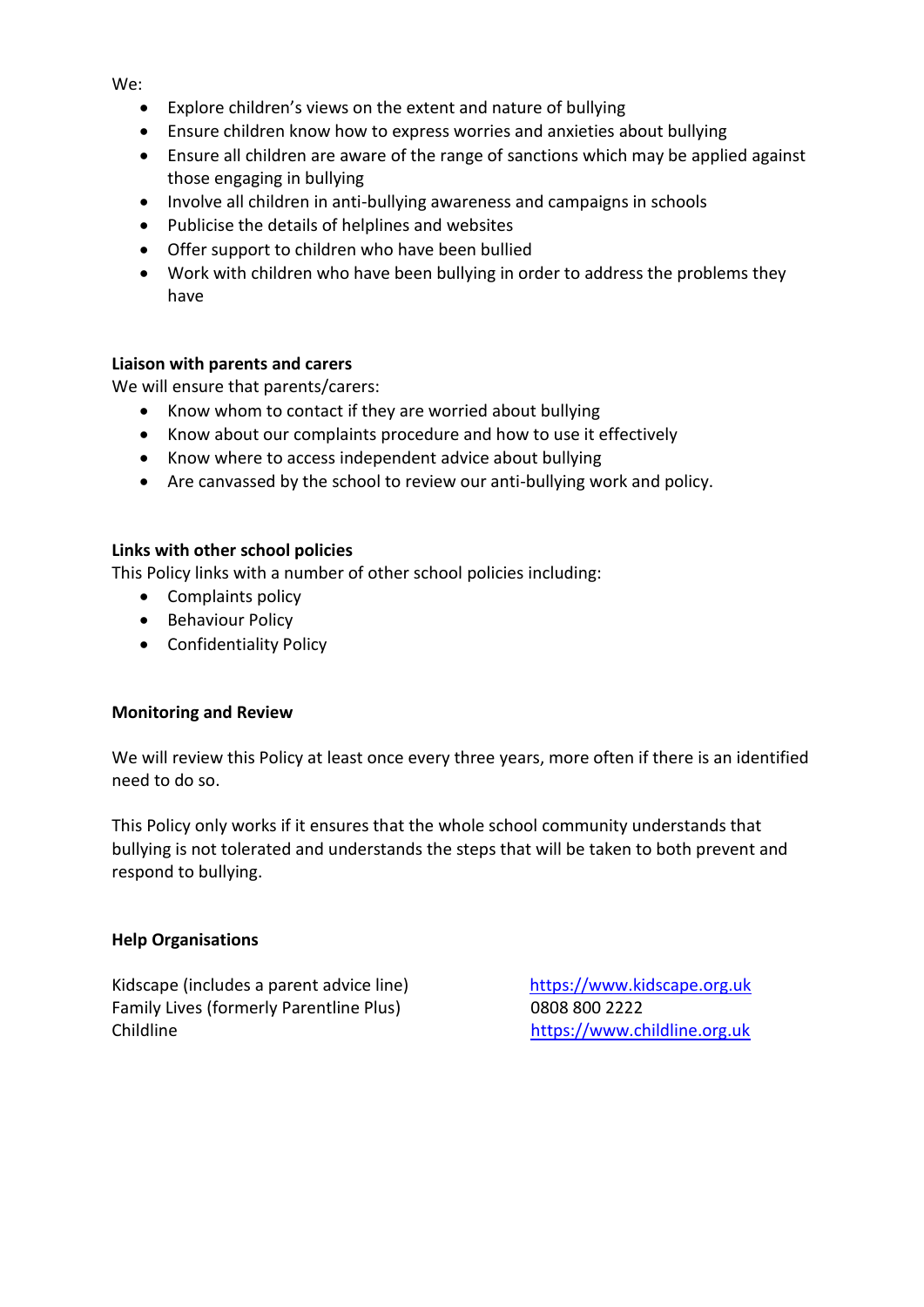We:

- Explore children's views on the extent and nature of bullying
- Ensure children know how to express worries and anxieties about bullying
- Ensure all children are aware of the range of sanctions which may be applied against those engaging in bullying
- Involve all children in anti-bullying awareness and campaigns in schools
- Publicise the details of helplines and websites
- Offer support to children who have been bullied
- Work with children who have been bullying in order to address the problems they have

**Liaison with parents and carers**

We will ensure that parents/carers:

- Know whom to contact if they are worried about bullying
- Know about our complaints procedure and how to use it effectively
- Know where to access independent advice about bullying
- Are canvassed by the school to review our anti-bullying work and policy.

**Links with other school policies**

This Policy links with a number of other school policies including:

- Complaints policy
- Behaviour Policy
- Confidentiality Policy

**Monitoring and Review**

We will review this Policy at least once every three years, more often if there is an identified need to do so.

This Policy only works if it ensures that the whole school community understands that bullying is not tolerated and understands the steps that will be taken to both prevent and respond to bullying.

**Help Organisations**

| | |
|---|---|
| Kidscape (includes a parent advice line) | https://www.kidscape.org.uk |
| Family Lives (formerly Parentline Plus) | 0808 800 2222 |
| Childline | https://www.childline.org.uk |